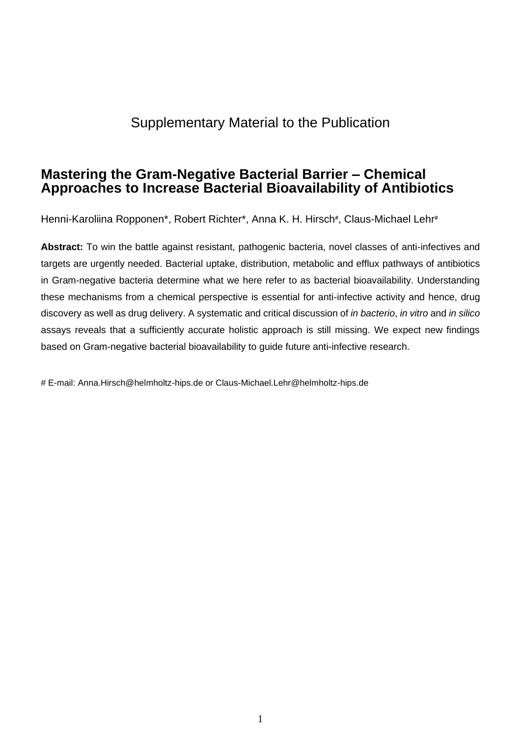Supplementary Material to the Publication

# Mastering the Gram-Negative Bacterial Barrier – Chemical Approaches to Increase Bacterial Bioavailability of Antibiotics

Henni-Karoliina Ropponen*, Robert Richter*, Anna K. H. Hirsch#, Claus-Michael Lehr#

**Abstract:** To win the battle against resistant, pathogenic bacteria, novel classes of anti-infectives and targets are urgently needed. Bacterial uptake, distribution, metabolic and efflux pathways of antibiotics in Gram-negative bacteria determine what we here refer to as bacterial bioavailability. Understanding these mechanisms from a chemical perspective is essential for anti-infective activity and hence, drug discovery as well as drug delivery. A systematic and critical discussion of *in bacterio*, *in vitro* and *in silico* assays reveals that a sufficiently accurate holistic approach is still missing. We expect new findings based on Gram-negative bacterial bioavailability to guide future anti-infective research.

# E-mail: Anna.Hirsch@helmholtz-hips.de or Claus-Michael.Lehr@helmholtz-hips.de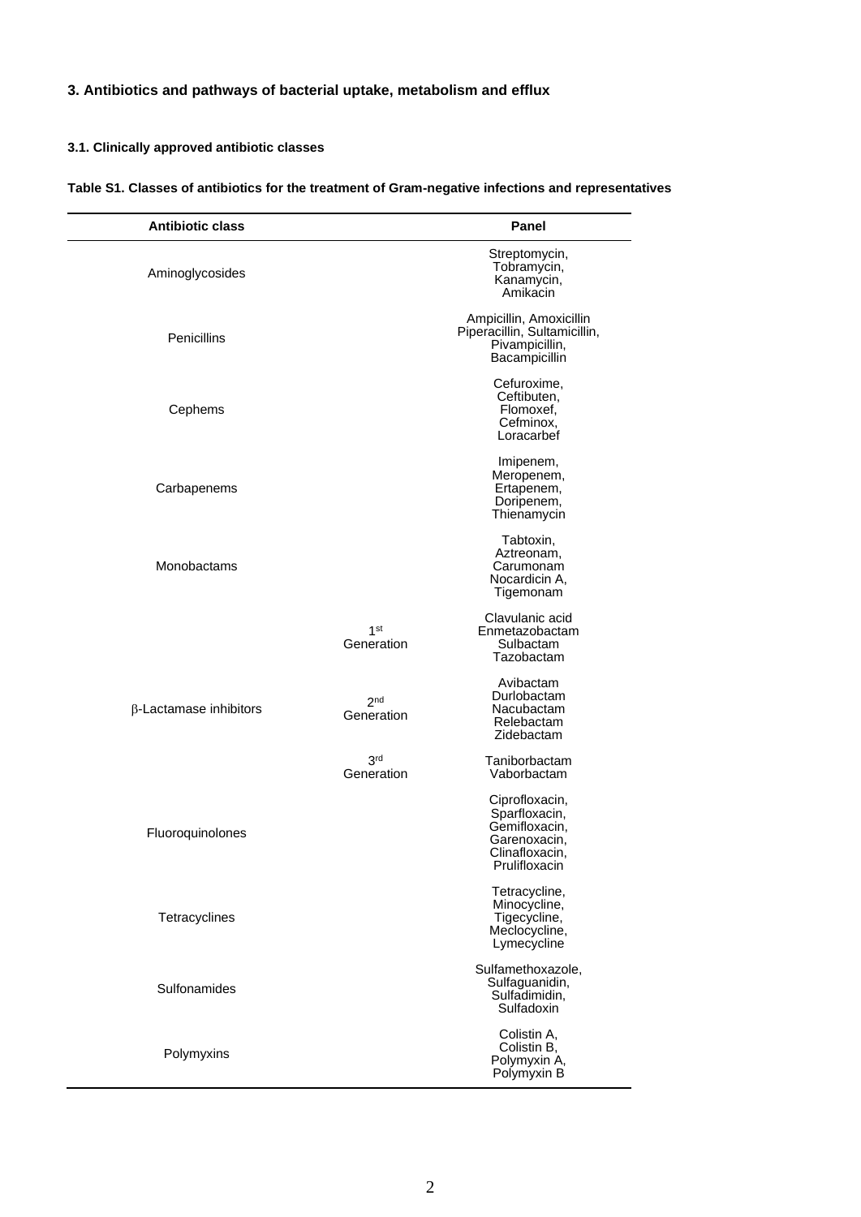## 3. Antibiotics and pathways of bacterial uptake, metabolism and efflux

### 3.1. Clinically approved antibiotic classes

**Table S1. Classes of antibiotics for the treatment of Gram-negative infections and representatives**

| Antibiotic class | | Panel |
|---|---|---|
| Aminoglycosides | | Streptomycin, Tobramycin, Kanamycin, Amikacin |
| Penicillins | | Ampicillin, Amoxicillin Piperacillin, Sultamicillin, Pivampicillin, Bacampicillin |
| Cephems | | Cefuroxime, Ceftibuten, Flomoxef, Cefminox, Loracarbef |
| Carbapenems | | Imipenem, Meropenem, Ertapenem, Doripenem, Thienamycin |
| Monobactams | | Tabtoxin, Aztreonam, Carumonam Nocardicin A, Tigemonam |
| | 1st Generation | Clavulanic acid Enmetazobactam Sulbactam Tazobactam |
| β-Lactamase inhibitors | 2nd Generation | Avibactam Durlobactam Nacubactam Relebactam Zidebactam |
| | 3rd Generation | Taniborbactam Vaborbactam |
| Fluoroquinolones | | Ciprofloxacin, Sparfloxacin, Gemifloxacin, Garenoxacin, Clinafloxacin, Prulifloxacin |
| Tetracyclines | | Tetracycline, Minocycline, Tigecycline, Meclocycline, Lymecycline |
| Sulfonamides | | Sulfamethoxazole, Sulfaguanidin, Sulfadimidin, Sulfadoxin |
| Polymyxins | | Colistin A, Colistin B, Polymyxin A, Polymyxin B |